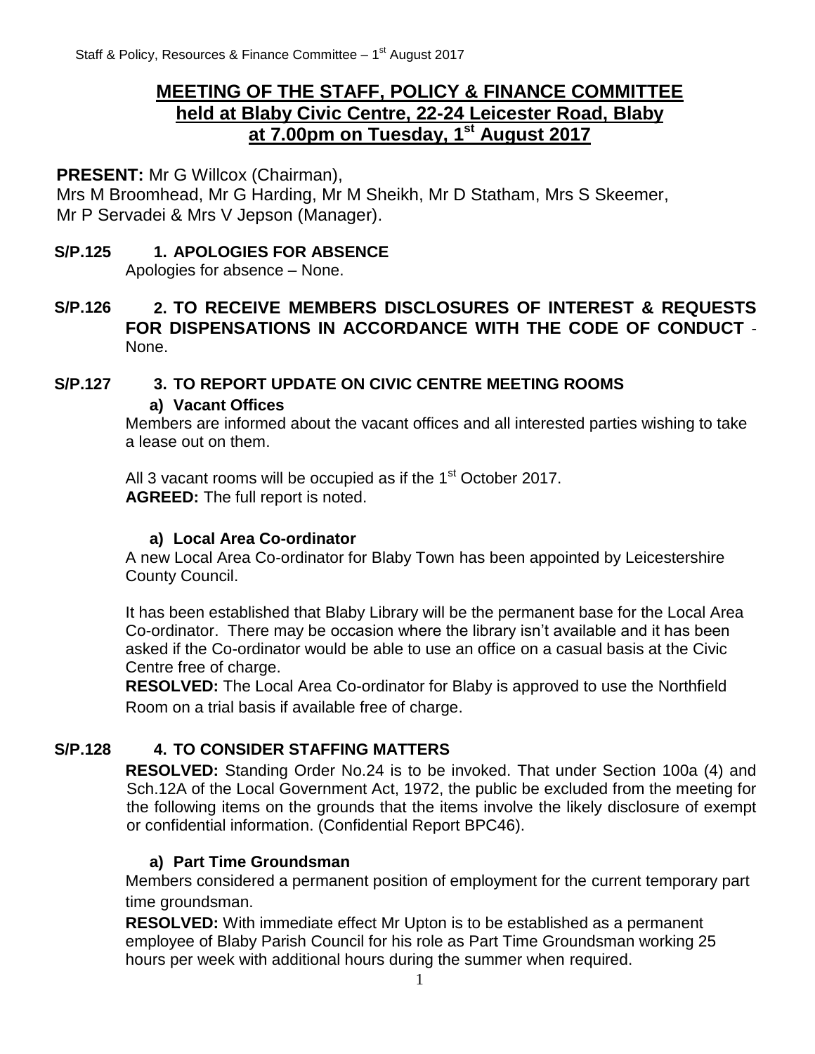# MEETING OF THE STAFF, POLICY & FINANCE COMMITTEE held at Blaby Civic Centre, 22-24 Leicester Road, Blaby at 7.00pm on Tuesday, 1st August 2017

**PRESENT:** Mr G Willcox (Chairman), Mrs M Broomhead, Mr G Harding, Mr M Sheikh, Mr D Statham, Mrs S Skeemer, Mr P Servadei & Mrs V Jepson (Manager).

**S/P.125 1. APOLOGIES FOR ABSENCE**

Apologies for absence – None.

**S/P.126 2. TO RECEIVE MEMBERS DISCLOSURES OF INTEREST & REQUESTS FOR DISPENSATIONS IN ACCORDANCE WITH THE CODE OF CONDUCT** - None.

**S/P.127 3. TO REPORT UPDATE ON CIVIC CENTRE MEETING ROOMS**

**a) Vacant Offices**

Members are informed about the vacant offices and all interested parties wishing to take a lease out on them.

All 3 vacant rooms will be occupied as if the 1st October 2017.

**AGREED:** The full report is noted.

**a) Local Area Co-ordinator**

A new Local Area Co-ordinator for Blaby Town has been appointed by Leicestershire County Council.

It has been established that Blaby Library will be the permanent base for the Local Area Co-ordinator. There may be occasion where the library isn't available and it has been asked if the Co-ordinator would be able to use an office on a casual basis at the Civic Centre free of charge.

**RESOLVED:** The Local Area Co-ordinator for Blaby is approved to use the Northfield Room on a trial basis if available free of charge.

**S/P.128 4. TO CONSIDER STAFFING MATTERS**

**RESOLVED:** Standing Order No.24 is to be invoked. That under Section 100a (4) and Sch.12A of the Local Government Act, 1972, the public be excluded from the meeting for the following items on the grounds that the items involve the likely disclosure of exempt or confidential information. (Confidential Report BPC46).

**a) Part Time Groundsman**

Members considered a permanent position of employment for the current temporary part time groundsman.

**RESOLVED:** With immediate effect Mr Upton is to be established as a permanent employee of Blaby Parish Council for his role as Part Time Groundsman working 25 hours per week with additional hours during the summer when required.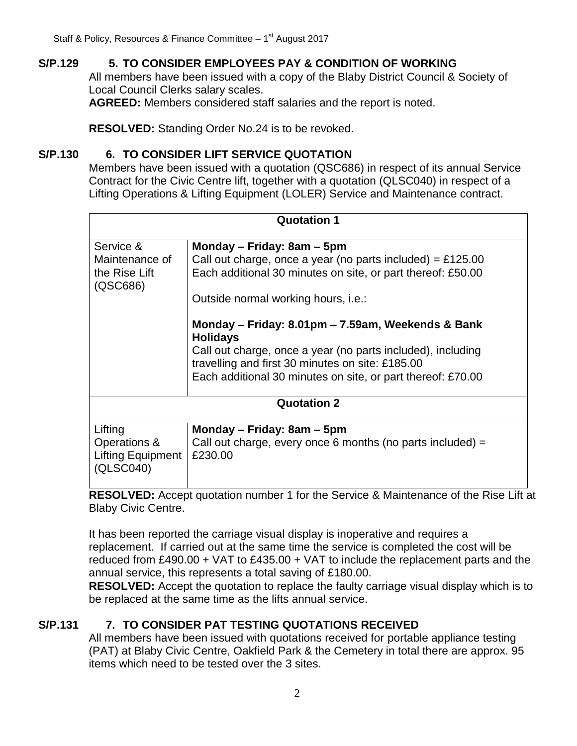## S/P.129 5. TO CONSIDER EMPLOYEES PAY & CONDITION OF WORKING

All members have been issued with a copy of the Blaby District Council & Society of Local Council Clerks salary scales.

**AGREED:** Members considered staff salaries and the report is noted.

**RESOLVED:** Standing Order No.24 is to be revoked.

## S/P.130 6. TO CONSIDER LIFT SERVICE QUOTATION

Members have been issued with a quotation (QSC686) in respect of its annual Service Contract for the Civic Centre lift, together with a quotation (QLSC040) in respect of a Lifting Operations & Lifting Equipment (LOLER) Service and Maintenance contract.

| **Quotation 1** | |
|---|---|
| Service & Maintenance of the Rise Lift (QSC686) | **Monday – Friday: 8am – 5pm**<br>Call out charge, once a year (no parts included) = £125.00<br>Each additional 30 minutes on site, or part thereof: £50.00<br><br>Outside normal working hours, i.e.:<br><br>**Monday – Friday: 8.01pm – 7.59am, Weekends & Bank Holidays**<br>Call out charge, once a year (no parts included), including travelling and first 30 minutes on site: £185.00<br>Each additional 30 minutes on site, or part thereof: £70.00 |
| **Quotation 2** | |
| Lifting Operations & Lifting Equipment (QLSC040) | **Monday – Friday: 8am – 5pm**<br>Call out charge, every once 6 months (no parts included) = £230.00 |

**RESOLVED:** Accept quotation number 1 for the Service & Maintenance of the Rise Lift at Blaby Civic Centre.

It has been reported the carriage visual display is inoperative and requires a replacement. If carried out at the same time the service is completed the cost will be reduced from £490.00 + VAT to £435.00 + VAT to include the replacement parts and the annual service, this represents a total saving of £180.00.

**RESOLVED:** Accept the quotation to replace the faulty carriage visual display which is to be replaced at the same time as the lifts annual service.

## S/P.131 7. TO CONSIDER PAT TESTING QUOTATIONS RECEIVED

All members have been issued with quotations received for portable appliance testing (PAT) at Blaby Civic Centre, Oakfield Park & the Cemetery in total there are approx. 95 items which need to be tested over the 3 sites.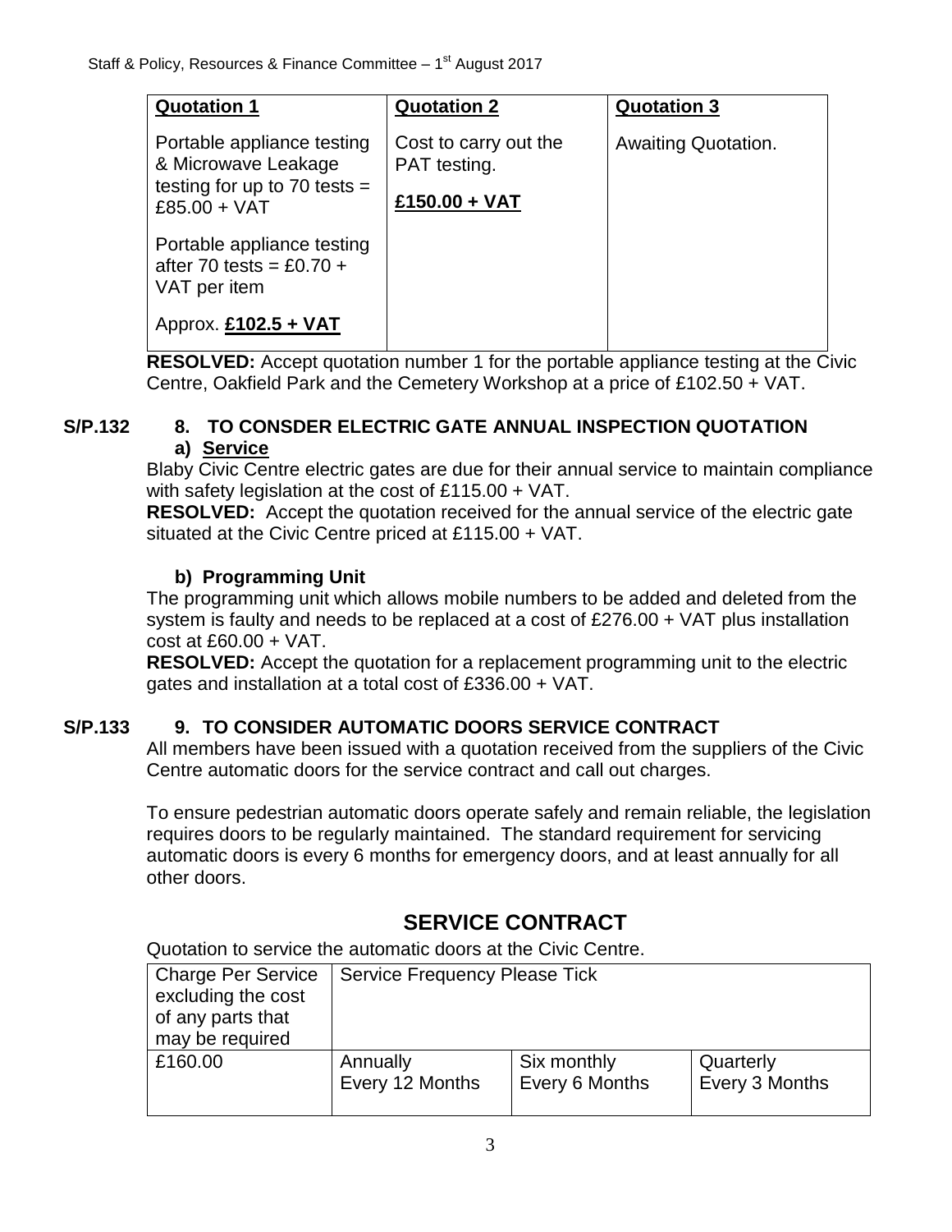| **Quotation 1** | **Quotation 2** | **Quotation 3** |
|---|---|---|
| Portable appliance testing & Microwave Leakage testing for up to 70 tests = £85.00 + VAT<br><br>Portable appliance testing after 70 tests = £0.70 + VAT per item<br><br>Approx. **£102.5 + VAT** | Cost to carry out the PAT testing.<br><br>**£150.00 + VAT** | Awaiting Quotation. |

**RESOLVED:** Accept quotation number 1 for the portable appliance testing at the Civic Centre, Oakfield Park and the Cemetery Workshop at a price of £102.50 + VAT.

## S/P.132 8. TO CONSDER ELECTRIC GATE ANNUAL INSPECTION QUOTATION

### a) Service

Blaby Civic Centre electric gates are due for their annual service to maintain compliance with safety legislation at the cost of £115.00 + VAT.

**RESOLVED:** Accept the quotation received for the annual service of the electric gate situated at the Civic Centre priced at £115.00 + VAT.

### b) Programming Unit

The programming unit which allows mobile numbers to be added and deleted from the system is faulty and needs to be replaced at a cost of £276.00 + VAT plus installation cost at £60.00 + VAT.

**RESOLVED:** Accept the quotation for a replacement programming unit to the electric gates and installation at a total cost of £336.00 + VAT.

## S/P.133 9. TO CONSIDER AUTOMATIC DOORS SERVICE CONTRACT

All members have been issued with a quotation received from the suppliers of the Civic Centre automatic doors for the service contract and call out charges.

To ensure pedestrian automatic doors operate safely and remain reliable, the legislation requires doors to be regularly maintained. The standard requirement for servicing automatic doors is every 6 months for emergency doors, and at least annually for all other doors.

## SERVICE CONTRACT

Quotation to service the automatic doors at the Civic Centre.

| Charge Per Service excluding the cost of any parts that may be required | Service Frequency Please Tick | | |
|---|---|---|---|
| £160.00 | Annually<br>Every 12 Months | Six monthly<br>Every 6 Months | Quarterly<br>Every 3 Months |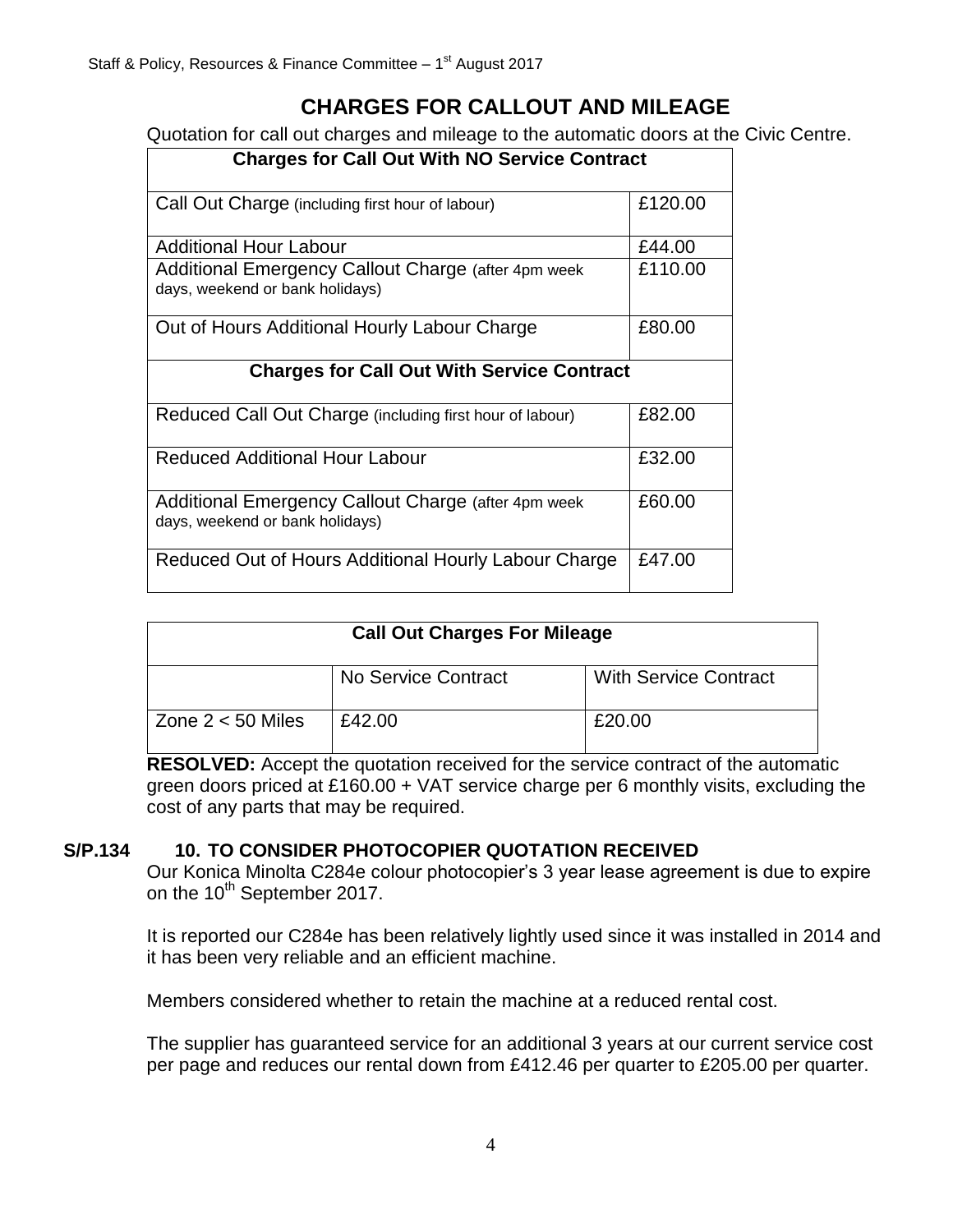# CHARGES FOR CALLOUT AND MILEAGE

Quotation for call out charges and mileage to the automatic doors at the Civic Centre.

| Charges for Call Out With NO Service Contract | |
|---|---|
| Call Out Charge (including first hour of labour) | £120.00 |
| Additional Hour Labour | £44.00 |
| Additional Emergency Callout Charge (after 4pm week days, weekend or bank holidays) | £110.00 |
| Out of Hours Additional Hourly Labour Charge | £80.00 |
| **Charges for Call Out With Service Contract** | |
| Reduced Call Out Charge (including first hour of labour) | £82.00 |
| Reduced Additional Hour Labour | £32.00 |
| Additional Emergency Callout Charge (after 4pm week days, weekend or bank holidays) | £60.00 |
| Reduced Out of Hours Additional Hourly Labour Charge | £47.00 |

| Call Out Charges For Mileage | | |
|---|---|---|
| | No Service Contract | With Service Contract |
| Zone 2 < 50 Miles | £42.00 | £20.00 |

**RESOLVED:** Accept the quotation received for the service contract of the automatic green doors priced at £160.00 + VAT service charge per 6 monthly visits, excluding the cost of any parts that may be required.

## S/P.134 10. TO CONSIDER PHOTOCOPIER QUOTATION RECEIVED

Our Konica Minolta C284e colour photocopier's 3 year lease agreement is due to expire on the 10th September 2017.

It is reported our C284e has been relatively lightly used since it was installed in 2014 and it has been very reliable and an efficient machine.

Members considered whether to retain the machine at a reduced rental cost.

The supplier has guaranteed service for an additional 3 years at our current service cost per page and reduces our rental down from £412.46 per quarter to £205.00 per quarter.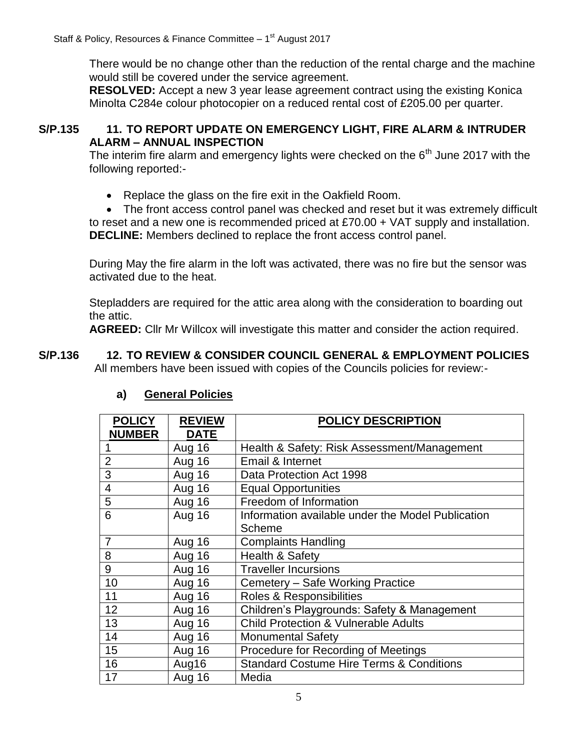There would be no change other than the reduction of the rental charge and the machine would still be covered under the service agreement.

**RESOLVED:** Accept a new 3 year lease agreement contract using the existing Konica Minolta C284e colour photocopier on a reduced rental cost of £205.00 per quarter.

## S/P.135 11. TO REPORT UPDATE ON EMERGENCY LIGHT, FIRE ALARM & INTRUDER ALARM – ANNUAL INSPECTION

The interim fire alarm and emergency lights were checked on the 6th June 2017 with the following reported:-

- Replace the glass on the fire exit in the Oakfield Room.
- The front access control panel was checked and reset but it was extremely difficult to reset and a new one is recommended priced at £70.00 + VAT supply and installation.

**DECLINE:** Members declined to replace the front access control panel.

During May the fire alarm in the loft was activated, there was no fire but the sensor was activated due to the heat.

Stepladders are required for the attic area along with the consideration to boarding out the attic.

**AGREED:** Cllr Mr Willcox will investigate this matter and consider the action required.

## S/P.136 12. TO REVIEW & CONSIDER COUNCIL GENERAL & EMPLOYMENT POLICIES

All members have been issued with copies of the Councils policies for review:-

### a) General Policies

| POLICY NUMBER | REVIEW DATE | POLICY DESCRIPTION |
|---|---|---|
| 1 | Aug 16 | Health & Safety: Risk Assessment/Management |
| 2 | Aug 16 | Email & Internet |
| 3 | Aug 16 | Data Protection Act 1998 |
| 4 | Aug 16 | Equal Opportunities |
| 5 | Aug 16 | Freedom of Information |
| 6 | Aug 16 | Information available under the Model Publication Scheme |
| 7 | Aug 16 | Complaints Handling |
| 8 | Aug 16 | Health & Safety |
| 9 | Aug 16 | Traveller Incursions |
| 10 | Aug 16 | Cemetery – Safe Working Practice |
| 11 | Aug 16 | Roles & Responsibilities |
| 12 | Aug 16 | Children's Playgrounds: Safety & Management |
| 13 | Aug 16 | Child Protection & Vulnerable Adults |
| 14 | Aug 16 | Monumental Safety |
| 15 | Aug 16 | Procedure for Recording of Meetings |
| 16 | Aug16 | Standard Costume Hire Terms & Conditions |
| 17 | Aug 16 | Media |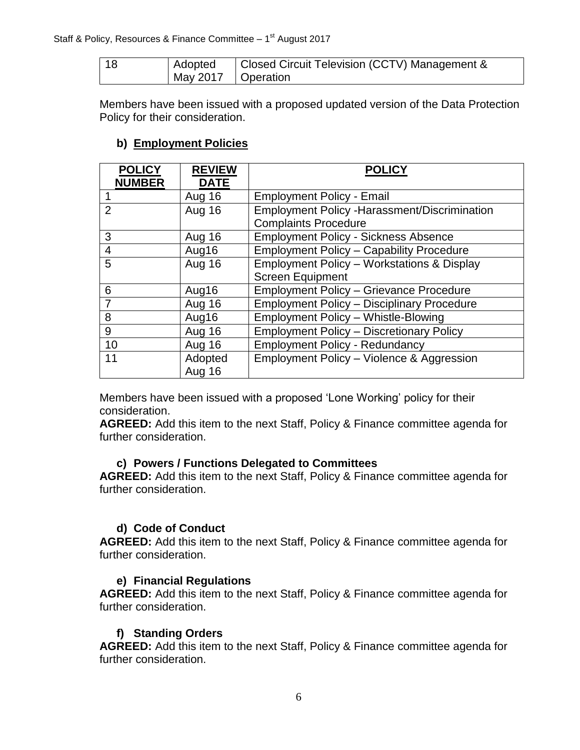| 18 | Adopted May 2017 | Closed Circuit Television (CCTV) Management & Operation |
|---|---|---|

Members have been issued with a proposed updated version of the Data Protection Policy for their consideration.

## b) Employment Policies

| POLICY NUMBER | REVIEW DATE | POLICY |
|---|---|---|
| 1 | Aug 16 | Employment Policy - Email |
| 2 | Aug 16 | Employment Policy -Harassment/Discrimination Complaints Procedure |
| 3 | Aug 16 | Employment Policy - Sickness Absence |
| 4 | Aug16 | Employment Policy – Capability Procedure |
| 5 | Aug 16 | Employment Policy – Workstations & Display Screen Equipment |
| 6 | Aug16 | Employment Policy – Grievance Procedure |
| 7 | Aug 16 | Employment Policy – Disciplinary Procedure |
| 8 | Aug16 | Employment Policy – Whistle-Blowing |
| 9 | Aug 16 | Employment Policy – Discretionary Policy |
| 10 | Aug 16 | Employment Policy - Redundancy |
| 11 | Adopted Aug 16 | Employment Policy – Violence & Aggression |

Members have been issued with a proposed 'Lone Working' policy for their consideration.
**AGREED:** Add this item to the next Staff, Policy & Finance committee agenda for further consideration.

### c) Powers / Functions Delegated to Committees

**AGREED:** Add this item to the next Staff, Policy & Finance committee agenda for further consideration.

### d) Code of Conduct

**AGREED:** Add this item to the next Staff, Policy & Finance committee agenda for further consideration.

### e) Financial Regulations

**AGREED:** Add this item to the next Staff, Policy & Finance committee agenda for further consideration.

### f) Standing Orders

**AGREED:** Add this item to the next Staff, Policy & Finance committee agenda for further consideration.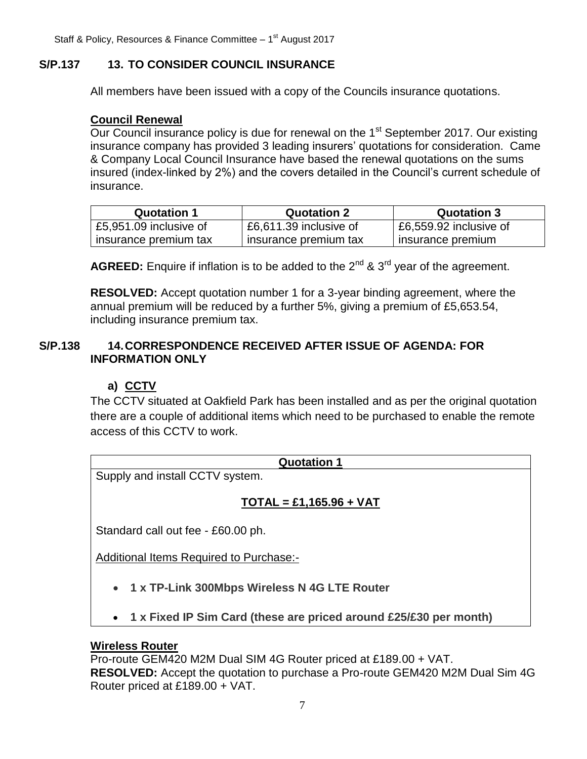## S/P.137 13. TO CONSIDER COUNCIL INSURANCE

All members have been issued with a copy of the Councils insurance quotations.

**Council Renewal**

Our Council insurance policy is due for renewal on the 1st September 2017. Our existing insurance company has provided 3 leading insurers' quotations for consideration. Came & Company Local Council Insurance have based the renewal quotations on the sums insured (index-linked by 2%) and the covers detailed in the Council's current schedule of insurance.

| Quotation 1 | Quotation 2 | Quotation 3 |
|---|---|---|
| £5,951.09 inclusive of insurance premium tax | £6,611.39 inclusive of insurance premium tax | £6,559.92 inclusive of insurance premium |

**AGREED:** Enquire if inflation is to be added to the 2nd & 3rd year of the agreement.

**RESOLVED:** Accept quotation number 1 for a 3-year binding agreement, where the annual premium will be reduced by a further 5%, giving a premium of £5,653.54, including insurance premium tax.

## S/P.138 14. CORRESPONDENCE RECEIVED AFTER ISSUE OF AGENDA: FOR INFORMATION ONLY

### a) CCTV

The CCTV situated at Oakfield Park has been installed and as per the original quotation there are a couple of additional items which need to be purchased to enable the remote access of this CCTV to work.

| Quotation 1 |
|---|
| Supply and install CCTV system.<br><br>**TOTAL = £1,165.96 + VAT**<br><br>Standard call out fee - £60.00 ph.<br><br>Additional Items Required to Purchase:-<br><br>• **1 x TP-Link 300Mbps Wireless N 4G LTE Router**<br><br>• **1 x Fixed IP Sim Card (these are priced around £25/£30 per month)** |

**Wireless Router**

Pro-route GEM420 M2M Dual SIM 4G Router priced at £189.00 + VAT.

**RESOLVED:** Accept the quotation to purchase a Pro-route GEM420 M2M Dual Sim 4G Router priced at £189.00 + VAT.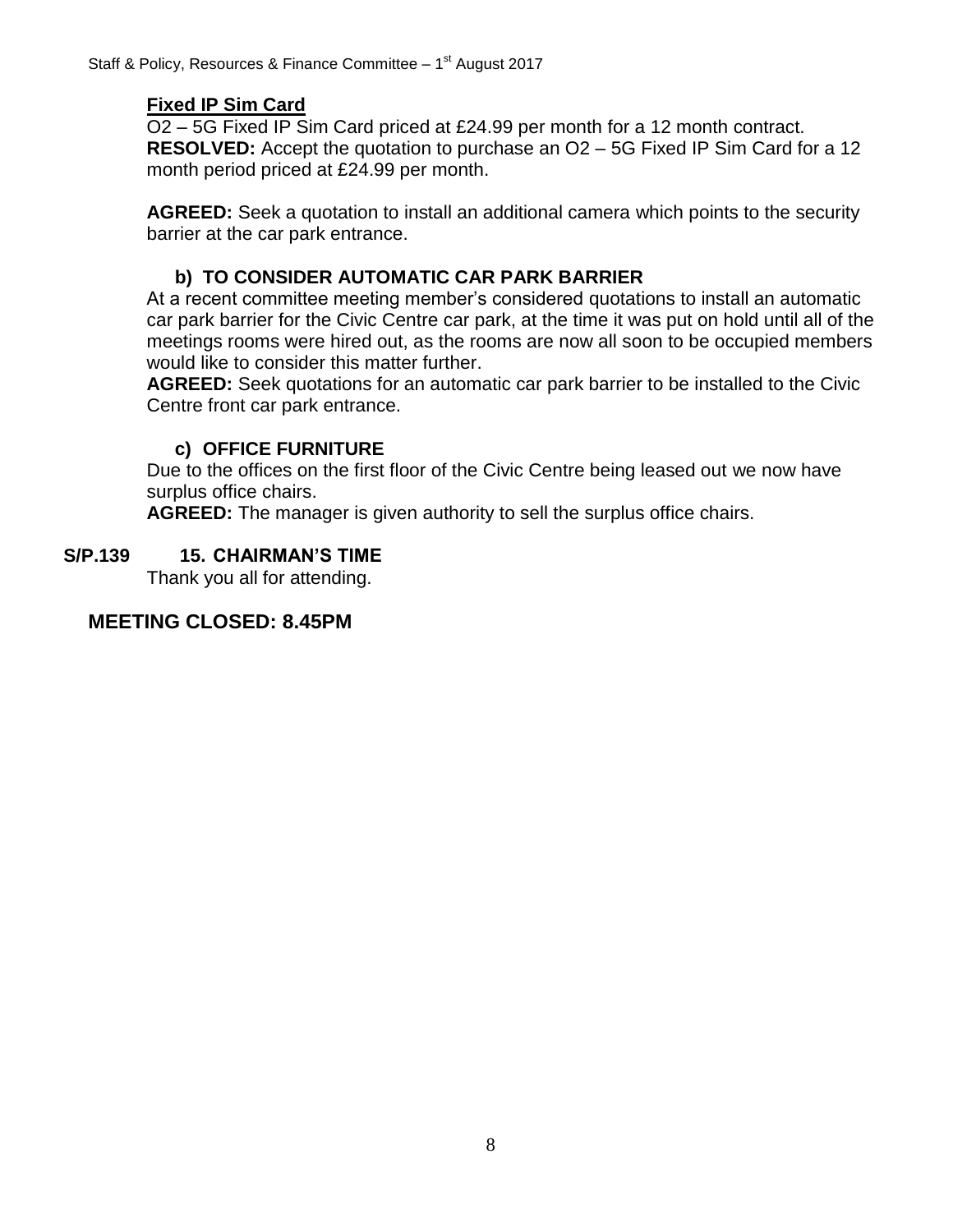**Fixed IP Sim Card**

O2 – 5G Fixed IP Sim Card priced at £24.99 per month for a 12 month contract.
**RESOLVED:** Accept the quotation to purchase an O2 – 5G Fixed IP Sim Card for a 12 month period priced at £24.99 per month.

**AGREED:** Seek a quotation to install an additional camera which points to the security barrier at the car park entrance.

**b) TO CONSIDER AUTOMATIC CAR PARK BARRIER**

At a recent committee meeting member's considered quotations to install an automatic car park barrier for the Civic Centre car park, at the time it was put on hold until all of the meetings rooms were hired out, as the rooms are now all soon to be occupied members would like to consider this matter further.
**AGREED:** Seek quotations for an automatic car park barrier to be installed to the Civic Centre front car park entrance.

**c) OFFICE FURNITURE**

Due to the offices on the first floor of the Civic Centre being leased out we now have surplus office chairs.
**AGREED:** The manager is given authority to sell the surplus office chairs.

**S/P.139 15. CHAIRMAN'S TIME**

Thank you all for attending.

**MEETING CLOSED: 8.45PM**